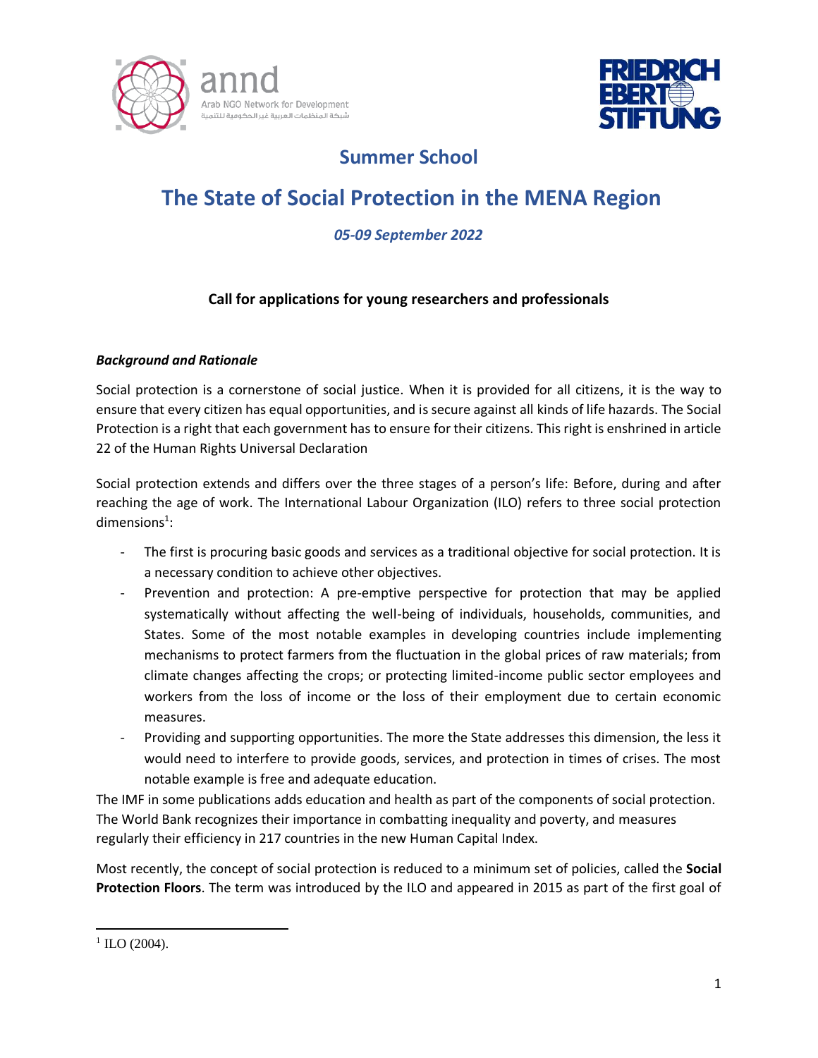## Summer School

# The State of Social Protection in the MENA Region

*05-09 September 2022*

**Call for applications for young researchers and professionals**

***Background and Rationale***

Social protection is a cornerstone of social justice. When it is provided for all citizens, it is the way to ensure that every citizen has equal opportunities, and is secure against all kinds of life hazards. The Social Protection is a right that each government has to ensure for their citizens. This right is enshrined in article 22 of the Human Rights Universal Declaration

Social protection extends and differs over the three stages of a person's life: Before, during and after reaching the age of work. The International Labour Organization (ILO) refers to three social protection dimensions[1]:

- The first is procuring basic goods and services as a traditional objective for social protection. It is a necessary condition to achieve other objectives.
- Prevention and protection: A pre-emptive perspective for protection that may be applied systematically without affecting the well-being of individuals, households, communities, and States. Some of the most notable examples in developing countries include implementing mechanisms to protect farmers from the fluctuation in the global prices of raw materials; from climate changes affecting the crops; or protecting limited-income public sector employees and workers from the loss of income or the loss of their employment due to certain economic measures.
- Providing and supporting opportunities. The more the State addresses this dimension, the less it would need to interfere to provide goods, services, and protection in times of crises. The most notable example is free and adequate education.

The IMF in some publications adds education and health as part of the components of social protection. The World Bank recognizes their importance in combatting inequality and poverty, and measures regularly their efficiency in 217 countries in the new Human Capital Index.

Most recently, the concept of social protection is reduced to a minimum set of policies, called the **Social Protection Floors**. The term was introduced by the ILO and appeared in 2015 as part of the first goal of

[1] ILO (2004).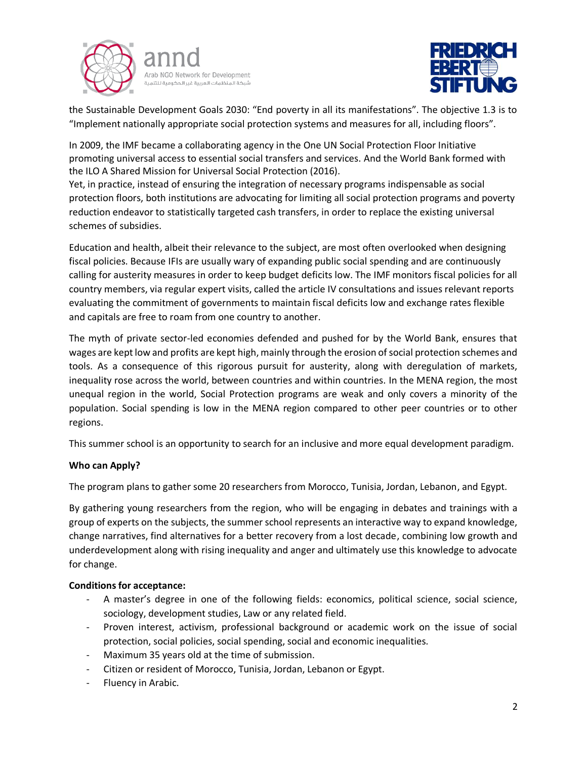the Sustainable Development Goals 2030: "End poverty in all its manifestations". The objective 1.3 is to "Implement nationally appropriate social protection systems and measures for all, including floors".

In 2009, the IMF became a collaborating agency in the One UN Social Protection Floor Initiative promoting universal access to essential social transfers and services. And the World Bank formed with the ILO A Shared Mission for Universal Social Protection (2016).
Yet, in practice, instead of ensuring the integration of necessary programs indispensable as social protection floors, both institutions are advocating for limiting all social protection programs and poverty reduction endeavor to statistically targeted cash transfers, in order to replace the existing universal schemes of subsidies.

Education and health, albeit their relevance to the subject, are most often overlooked when designing fiscal policies. Because IFIs are usually wary of expanding public social spending and are continuously calling for austerity measures in order to keep budget deficits low. The IMF monitors fiscal policies for all country members, via regular expert visits, called the article IV consultations and issues relevant reports evaluating the commitment of governments to maintain fiscal deficits low and exchange rates flexible and capitals are free to roam from one country to another.

The myth of private sector-led economies defended and pushed for by the World Bank, ensures that wages are kept low and profits are kept high, mainly through the erosion of social protection schemes and tools. As a consequence of this rigorous pursuit for austerity, along with deregulation of markets, inequality rose across the world, between countries and within countries. In the MENA region, the most unequal region in the world, Social Protection programs are weak and only covers a minority of the population. Social spending is low in the MENA region compared to other peer countries or to other regions.

This summer school is an opportunity to search for an inclusive and more equal development paradigm.

**Who can Apply?**

The program plans to gather some 20 researchers from Morocco, Tunisia, Jordan, Lebanon, and Egypt.

By gathering young researchers from the region, who will be engaging in debates and trainings with a group of experts on the subjects, the summer school represents an interactive way to expand knowledge, change narratives, find alternatives for a better recovery from a lost decade, combining low growth and underdevelopment along with rising inequality and anger and ultimately use this knowledge to advocate for change.

**Conditions for acceptance:**

- A master's degree in one of the following fields: economics, political science, social science, sociology, development studies, Law or any related field.
- Proven interest, activism, professional background or academic work on the issue of social protection, social policies, social spending, social and economic inequalities.
- Maximum 35 years old at the time of submission.
- Citizen or resident of Morocco, Tunisia, Jordan, Lebanon or Egypt.
- Fluency in Arabic.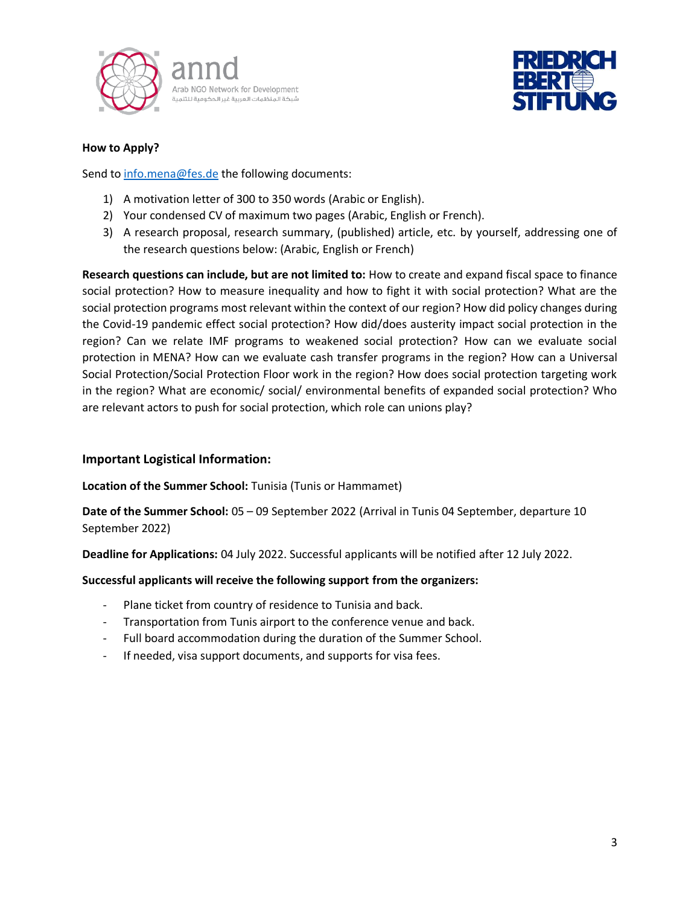**How to Apply?**

Send to info.mena@fes.de the following documents:

1) A motivation letter of 300 to 350 words (Arabic or English).
2) Your condensed CV of maximum two pages (Arabic, English or French).
3) A research proposal, research summary, (published) article, etc. by yourself, addressing one of the research questions below: (Arabic, English or French)

**Research questions can include, but are not limited to:** How to create and expand fiscal space to finance social protection? How to measure inequality and how to fight it with social protection? What are the social protection programs most relevant within the context of our region? How did policy changes during the Covid-19 pandemic effect social protection? How did/does austerity impact social protection in the region? Can we relate IMF programs to weakened social protection? How can we evaluate social protection in MENA? How can we evaluate cash transfer programs in the region? How can a Universal Social Protection/Social Protection Floor work in the region? How does social protection targeting work in the region? What are economic/ social/ environmental benefits of expanded social protection? Who are relevant actors to push for social protection, which role can unions play?

### Important Logistical Information:

**Location of the Summer School:** Tunisia (Tunis or Hammamet)

**Date of the Summer School:** 05 – 09 September 2022 (Arrival in Tunis 04 September, departure 10 September 2022)

**Deadline for Applications:** 04 July 2022. Successful applicants will be notified after 12 July 2022.

**Successful applicants will receive the following support from the organizers:**

- Plane ticket from country of residence to Tunisia and back.
- Transportation from Tunis airport to the conference venue and back.
- Full board accommodation during the duration of the Summer School.
- If needed, visa support documents, and supports for visa fees.